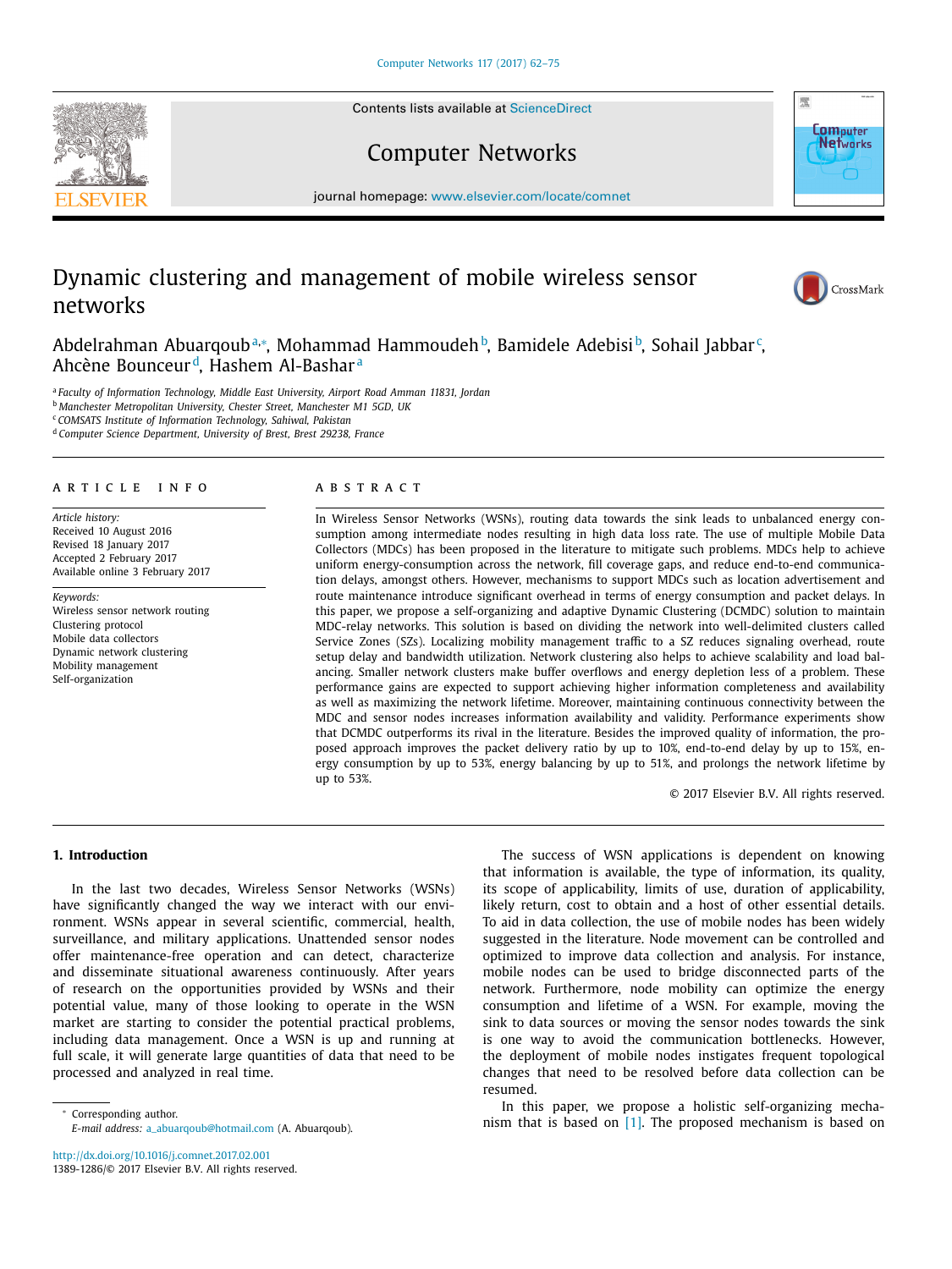# Dynamic clustering and management of mobile wireless sensor networks

Abdelrahman Abuarqoub[a,*], Mohammad Hammoudeh[b], Bamidele Adebisi[b], Sohail Jabbar[c], Ahcène Bounceur[d], Hashem Al-Bashar[a]

[a] Faculty of Information Technology, Middle East University, Airport Road Amman 11831, Jordan
[b] Manchester Metropolitan University, Chester Street, Manchester M1 5GD, UK
[c] COMSATS Institute of Information Technology, Sahiwal, Pakistan
[d] Computer Science Department, University of Brest, Brest 29238, France

## ARTICLE INFO

*Article history:*
Received 10 August 2016
Revised 18 January 2017
Accepted 2 February 2017
Available online 3 February 2017

*Keywords:*
Wireless sensor network routing
Clustering protocol
Mobile data collectors
Dynamic network clustering
Mobility management
Self-organization

## ABSTRACT

In Wireless Sensor Networks (WSNs), routing data towards the sink leads to unbalanced energy consumption among intermediate nodes resulting in high data loss rate. The use of multiple Mobile Data Collectors (MDCs) has been proposed in the literature to mitigate such problems. MDCs help to achieve uniform energy-consumption across the network, fill coverage gaps, and reduce end-to-end communication delays, amongst others. However, mechanisms to support MDCs such as location advertisement and route maintenance introduce significant overhead in terms of energy consumption and packet delays. In this paper, we propose a self-organizing and adaptive Dynamic Clustering (DCMDC) solution to maintain MDC-relay networks. This solution is based on dividing the network into well-delimited clusters called Service Zones (SZs). Localizing mobility management traffic to a SZ reduces signaling overhead, route setup delay and bandwidth utilization. Network clustering also helps to achieve scalability and load balancing. Smaller network clusters make buffer overflows and energy depletion less of a problem. These performance gains are expected to support achieving higher information completeness and availability as well as maximizing the network lifetime. Moreover, maintaining continuous connectivity between the MDC and sensor nodes increases information availability and validity. Performance experiments show that DCMDC outperforms its rival in the literature. Besides the improved quality of information, the proposed approach improves the packet delivery ratio by up to 10%, end-to-end delay by up to 15%, energy consumption by up to 53%, energy balancing by up to 51%, and prolongs the network lifetime by up to 53%.

© 2017 Elsevier B.V. All rights reserved.

## 1. Introduction

In the last two decades, Wireless Sensor Networks (WSNs) have significantly changed the way we interact with our environment. WSNs appear in several scientific, commercial, health, surveillance, and military applications. Unattended sensor nodes offer maintenance-free operation and can detect, characterize and disseminate situational awareness continuously. After years of research on the opportunities provided by WSNs and their potential value, many of those looking to operate in the WSN market are starting to consider the potential practical problems, including data management. Once a WSN is up and running at full scale, it will generate large quantities of data that need to be processed and analyzed in real time.

The success of WSN applications is dependent on knowing that information is available, the type of information, its quality, its scope of applicability, limits of use, duration of applicability, likely return, cost to obtain and a host of other essential details. To aid in data collection, the use of mobile nodes has been widely suggested in the literature. Node movement can be controlled and optimized to improve data collection and analysis. For instance, mobile nodes can be used to bridge disconnected parts of the network. Furthermore, node mobility can optimize the energy consumption and lifetime of a WSN. For example, moving the sink to data sources or moving the sensor nodes towards the sink is one way to avoid the communication bottlenecks. However, the deployment of mobile nodes instigates frequent topological changes that need to be resolved before data collection can be resumed.

In this paper, we propose a holistic self-organizing mechanism that is based on [1]. The proposed mechanism is based on

\* Corresponding author.
*E-mail address:* a_abuarqoub@hotmail.com (A. Abuarqoub).

http://dx.doi.org/10.1016/j.comnet.2017.02.001
1389-1286/© 2017 Elsevier B.V. All rights reserved.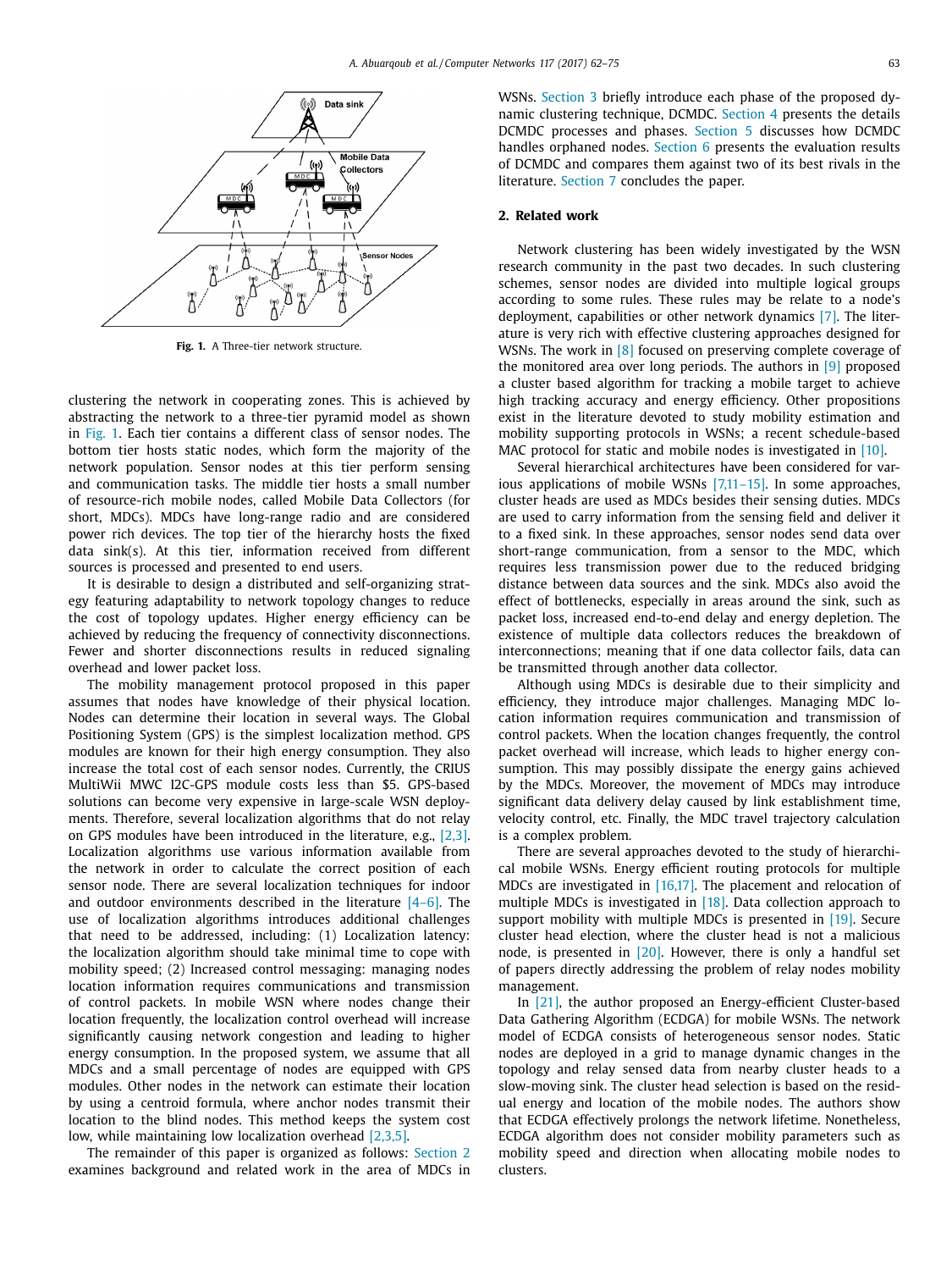Fig. 1. A Three-tier network structure.

clustering the network in cooperating zones. This is achieved by abstracting the network to a three-tier pyramid model as shown in Fig. 1. Each tier contains a different class of sensor nodes. The bottom tier hosts static nodes, which form the majority of the network population. Sensor nodes at this tier perform sensing and communication tasks. The middle tier hosts a small number of resource-rich mobile nodes, called Mobile Data Collectors (for short, MDCs). MDCs have long-range radio and are considered power rich devices. The top tier of the hierarchy hosts the fixed data sink(s). At this tier, information received from different sources is processed and presented to end users.

It is desirable to design a distributed and self-organizing strategy featuring adaptability to network topology changes to reduce the cost of topology updates. Higher energy efficiency can be achieved by reducing the frequency of connectivity disconnections. Fewer and shorter disconnections results in reduced signaling overhead and lower packet loss.

The mobility management protocol proposed in this paper assumes that nodes have knowledge of their physical location. Nodes can determine their location in several ways. The Global Positioning System (GPS) is the simplest localization method. GPS modules are known for their high energy consumption. They also increase the total cost of each sensor nodes. Currently, the CRIUS MultiWii MWC I2C-GPS module costs less than $5. GPS-based solutions can become very expensive in large-scale WSN deployments. Therefore, several localization algorithms that do not relay on GPS modules have been introduced in the literature, e.g., [2,3]. Localization algorithms use various information available from the network in order to calculate the correct position of each sensor node. There are several localization techniques for indoor and outdoor environments described in the literature [4–6]. The use of localization algorithms introduces additional challenges that need to be addressed, including: (1) Localization latency: the localization algorithm should take minimal time to cope with mobility speed; (2) Increased control messaging: managing nodes location information requires communications and transmission of control packets. In mobile WSN where nodes change their location frequently, the localization control overhead will increase significantly causing network congestion and leading to higher energy consumption. In the proposed system, we assume that all MDCs and a small percentage of nodes are equipped with GPS modules. Other nodes in the network can estimate their location by using a centroid formula, where anchor nodes transmit their location to the blind nodes. This method keeps the system cost low, while maintaining low localization overhead [2,3,5].

The remainder of this paper is organized as follows: Section 2 examines background and related work in the area of MDCs in WSNs. Section 3 briefly introduce each phase of the proposed dynamic clustering technique, DCMDC. Section 4 presents the details DCMDC processes and phases. Section 5 discusses how DCMDC handles orphaned nodes. Section 6 presents the evaluation results of DCMDC and compares them against two of its best rivals in the literature. Section 7 concludes the paper.

## 2. Related work

Network clustering has been widely investigated by the WSN research community in the past two decades. In such clustering schemes, sensor nodes are divided into multiple logical groups according to some rules. These rules may be relate to a node's deployment, capabilities or other network dynamics [7]. The literature is very rich with effective clustering approaches designed for WSNs. The work in [8] focused on preserving complete coverage of the monitored area over long periods. The authors in [9] proposed a cluster based algorithm for tracking a mobile target to achieve high tracking accuracy and energy efficiency. Other propositions exist in the literature devoted to study mobility estimation and mobility supporting protocols in WSNs; a recent schedule-based MAC protocol for static and mobile nodes is investigated in [10].

Several hierarchical architectures have been considered for various applications of mobile WSNs [7,11–15]. In some approaches, cluster heads are used as MDCs besides their sensing duties. MDCs are used to carry information from the sensing field and deliver it to a fixed sink. In these approaches, sensor nodes send data over short-range communication, from a sensor to the MDC, which requires less transmission power due to the reduced bridging distance between data sources and the sink. MDCs also avoid the effect of bottlenecks, especially in areas around the sink, such as packet loss, increased end-to-end delay and energy depletion. The existence of multiple data collectors reduces the breakdown of interconnections; meaning that if one data collector fails, data can be transmitted through another data collector.

Although using MDCs is desirable due to their simplicity and efficiency, they introduce major challenges. Managing MDC location information requires communication and transmission of control packets. When the location changes frequently, the control packet overhead will increase, which leads to higher energy consumption. This may possibly dissipate the energy gains achieved by the MDCs. Moreover, the movement of MDCs may introduce significant data delivery delay caused by link establishment time, velocity control, etc. Finally, the MDC travel trajectory calculation is a complex problem.

There are several approaches devoted to the study of hierarchical mobile WSNs. Energy efficient routing protocols for multiple MDCs are investigated in [16,17]. The placement and relocation of multiple MDCs is investigated in [18]. Data collection approach to support mobility with multiple MDCs is presented in [19]. Secure cluster head election, where the cluster head is not a malicious node, is presented in [20]. However, there is only a handful set of papers directly addressing the problem of relay nodes mobility management.

In [21], the author proposed an Energy-efficient Cluster-based Data Gathering Algorithm (ECDGA) for mobile WSNs. The network model of ECDGA consists of heterogeneous sensor nodes. Static nodes are deployed in a grid to manage dynamic changes in the topology and relay sensed data from nearby cluster heads to a slow-moving sink. The cluster head selection is based on the residual energy and location of the mobile nodes. The authors show that ECDGA effectively prolongs the network lifetime. Nonetheless, ECDGA algorithm does not consider mobility parameters such as mobility speed and direction when allocating mobile nodes to clusters.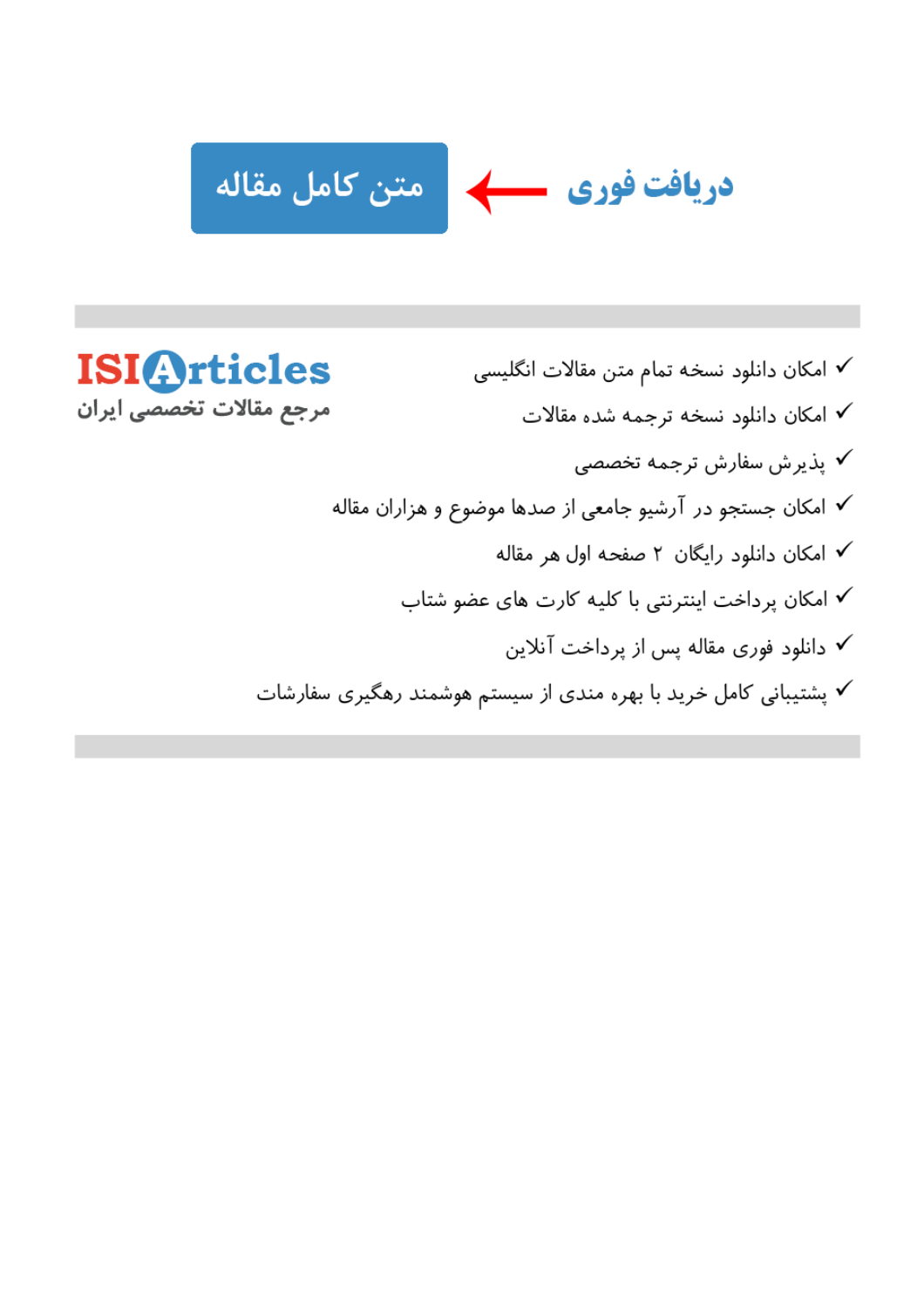دریافت فوری ← **متن کامل مقاله**

**ISIArticles**
مرجع مقالات تخصصی ایران

- ✓ امکان دانلود نسخه تمام متن مقالات انگلیسی
- ✓ امکان دانلود نسخه ترجمه شده مقالات
- ✓ پذیرش سفارش ترجمه تخصصی
- ✓ امکان جستجو در آرشیو جامعی از صدها موضوع و هزاران مقاله
- ✓ امکان دانلود رایگان ۲ صفحه اول هر مقاله
- ✓ امکان پرداخت اینترنتی با کلیه کارت های عضو شتاب
- ✓ دانلود فوری مقاله پس از پرداخت آنلاین
- ✓ پشتیبانی کامل خرید با بهره مندی از سیستم هوشمند رهگیری سفارشات